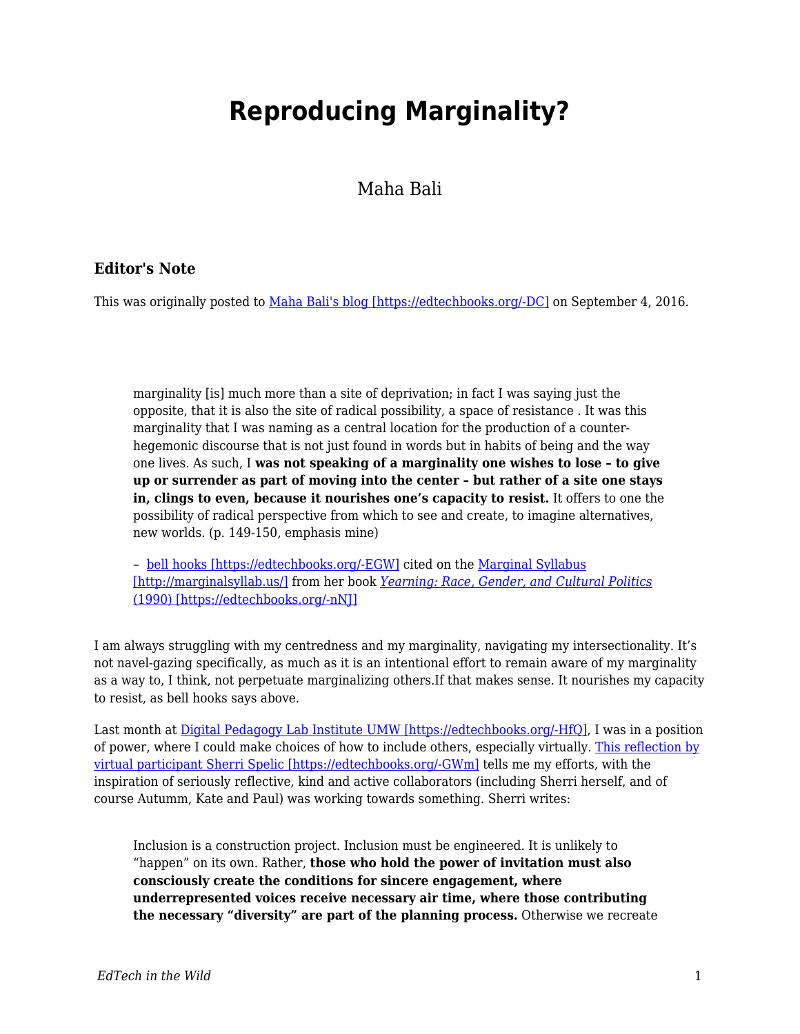# Reproducing Marginality?

Maha Bali

### Editor's Note

This was originally posted to [Maha Bali's blog [https://edtechbooks.org/-DC]](https://edtechbooks.org/-DC) on September 4, 2016.

> marginality [is] much more than a site of deprivation; in fact I was saying just the opposite, that it is also the site of radical possibility, a space of resistance . It was this marginality that I was naming as a central location for the production of a counter-hegemonic discourse that is not just found in words but in habits of being and the way one lives. As such, I **was not speaking of a marginality one wishes to lose – to give up or surrender as part of moving into the center – but rather of a site one stays in, clings to even, because it nourishes one's capacity to resist.** It offers to one the possibility of radical perspective from which to see and create, to imagine alternatives, new worlds. (p. 149-150, emphasis mine)
>
> – [bell hooks [https://edtechbooks.org/-EGW]](https://edtechbooks.org/-EGW) cited on the [Marginal Syllabus [http://marginalsyllab.us/]](http://marginalsyllab.us/) from her book [*Yearning: Race, Gender, and Cultural Politics* (1990) [https://edtechbooks.org/-nNJ]](https://edtechbooks.org/-nNJ)

I am always struggling with my centredness and my marginality, navigating my intersectionality. It's not navel-gazing specifically, as much as it is an intentional effort to remain aware of my marginality as a way to, I think, not perpetuate marginalizing others.If that makes sense. It nourishes my capacity to resist, as bell hooks says above.

Last month at [Digital Pedagogy Lab Institute UMW [https://edtechbooks.org/-HfQ]](https://edtechbooks.org/-HfQ), I was in a position of power, where I could make choices of how to include others, especially virtually. [This reflection by virtual participant Sherri Spelic [https://edtechbooks.org/-GWm]](https://edtechbooks.org/-GWm) tells me my efforts, with the inspiration of seriously reflective, kind and active collaborators (including Sherri herself, and of course Autumm, Kate and Paul) was working towards something. Sherri writes:

> Inclusion is a construction project. Inclusion must be engineered. It is unlikely to "happen" on its own. Rather, **those who hold the power of invitation must also consciously create the conditions for sincere engagement, where underrepresented voices receive necessary air time, where those contributing the necessary "diversity" are part of the planning process.** Otherwise we recreate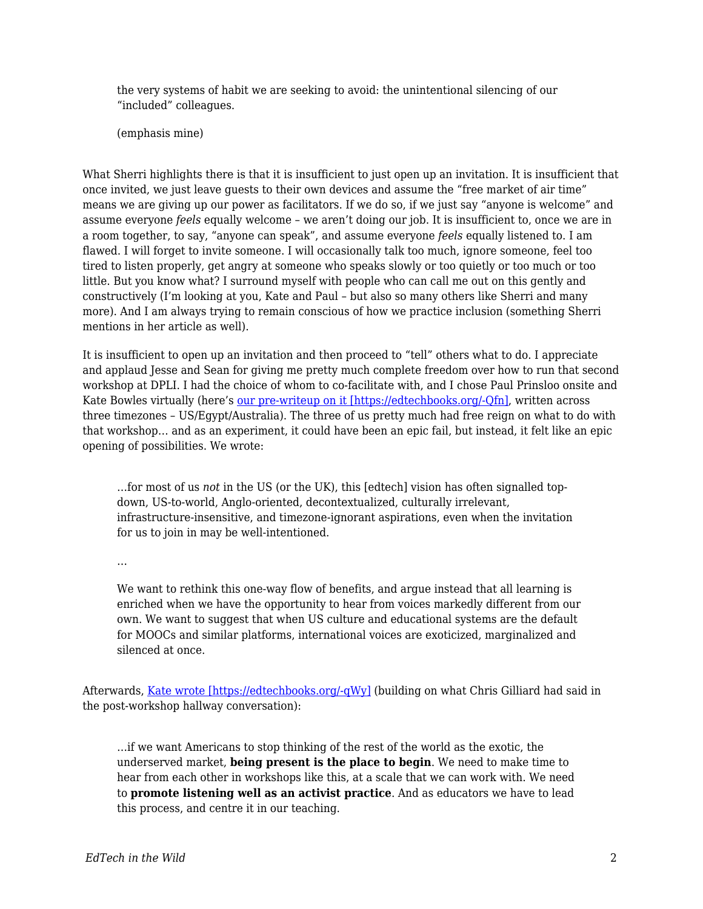> the very systems of habit we are seeking to avoid: the unintentional silencing of our "included" colleagues.
>
> (emphasis mine)

What Sherri highlights there is that it is insufficient to just open up an invitation. It is insufficient that once invited, we just leave guests to their own devices and assume the "free market of air time" means we are giving up our power as facilitators. If we do so, if we just say "anyone is welcome" and assume everyone *feels* equally welcome – we aren't doing our job. It is insufficient to, once we are in a room together, to say, "anyone can speak", and assume everyone *feels* equally listened to. I am flawed. I will forget to invite someone. I will occasionally talk too much, ignore someone, feel too tired to listen properly, get angry at someone who speaks slowly or too quietly or too much or too little. But you know what? I surround myself with people who can call me out on this gently and constructively (I'm looking at you, Kate and Paul – but also so many others like Sherri and many more). And I am always trying to remain conscious of how we practice inclusion (something Sherri mentions in her article as well).

It is insufficient to open up an invitation and then proceed to "tell" others what to do. I appreciate and applaud Jesse and Sean for giving me pretty much complete freedom over how to run that second workshop at DPLI. I had the choice of whom to co-facilitate with, and I chose Paul Prinsloo onsite and Kate Bowles virtually (here's [our pre-writeup on it [https://edtechbooks.org/-Qfn]](https://edtechbooks.org/-Qfn), written across three timezones – US/Egypt/Australia). The three of us pretty much had free reign on what to do with that workshop… and as an experiment, it could have been an epic fail, but instead, it felt like an epic opening of possibilities. We wrote:

> …for most of us *not* in the US (or the UK), this [edtech] vision has often signalled top-down, US-to-world, Anglo-oriented, decontextualized, culturally irrelevant, infrastructure-insensitive, and timezone-ignorant aspirations, even when the invitation for us to join in may be well-intentioned.
>
> …
>
> We want to rethink this one-way flow of benefits, and argue instead that all learning is enriched when we have the opportunity to hear from voices markedly different from our own. We want to suggest that when US culture and educational systems are the default for MOOCs and similar platforms, international voices are exoticized, marginalized and silenced at once.

Afterwards, [Kate wrote [https://edtechbooks.org/-qWy]](https://edtechbooks.org/-qWy) (building on what Chris Gilliard had said in the post-workshop hallway conversation):

> …if we want Americans to stop thinking of the rest of the world as the exotic, the underserved market, **being present is the place to begin**. We need to make time to hear from each other in workshops like this, at a scale that we can work with. We need to **promote listening well as an activist practice**. And as educators we have to lead this process, and centre it in our teaching.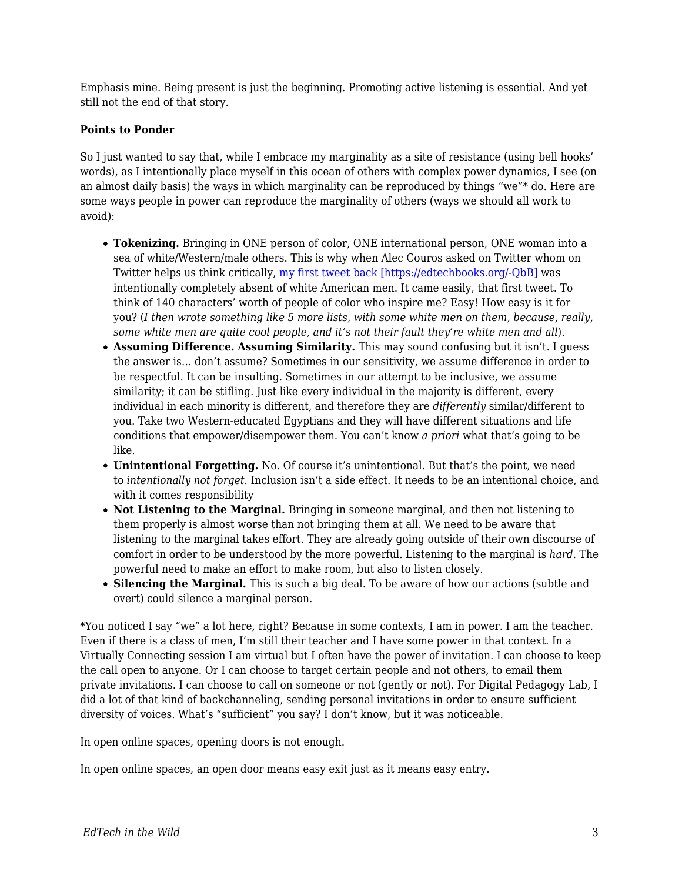Emphasis mine. Being present is just the beginning. Promoting active listening is essential. And yet still not the end of that story.

**Points to Ponder**

So I just wanted to say that, while I embrace my marginality as a site of resistance (using bell hooks' words), as I intentionally place myself in this ocean of others with complex power dynamics, I see (on an almost daily basis) the ways in which marginality can be reproduced by things "we"* do. Here are some ways people in power can reproduce the marginality of others (ways we should all work to avoid):

- **Tokenizing.** Bringing in ONE person of color, ONE international person, ONE woman into a sea of white/Western/male others. This is why when Alec Couros asked on Twitter whom on Twitter helps us think critically, [my first tweet back [https://edtechbooks.org/-QbB]](https://edtechbooks.org/-QbB) was intentionally completely absent of white American men. It came easily, that first tweet. To think of 140 characters' worth of people of color who inspire me? Easy! How easy is it for you? (*I then wrote something like 5 more lists, with some white men on them, because, really, some white men are quite cool people, and it's not their fault they're white men and all*).
- **Assuming Difference. Assuming Similarity.** This may sound confusing but it isn't. I guess the answer is… don't assume? Sometimes in our sensitivity, we assume difference in order to be respectful. It can be insulting. Sometimes in our attempt to be inclusive, we assume similarity; it can be stifling. Just like every individual in the majority is different, every individual in each minority is different, and therefore they are *differently* similar/different to you. Take two Western-educated Egyptians and they will have different situations and life conditions that empower/disempower them. You can't know *a priori* what that's going to be like.
- **Unintentional Forgetting.** No. Of course it's unintentional. But that's the point, we need to *intentionally not forget.* Inclusion isn't a side effect. It needs to be an intentional choice, and with it comes responsibility
- **Not Listening to the Marginal.** Bringing in someone marginal, and then not listening to them properly is almost worse than not bringing them at all. We need to be aware that listening to the marginal takes effort. They are already going outside of their own discourse of comfort in order to be understood by the more powerful. Listening to the marginal is *hard*. The powerful need to make an effort to make room, but also to listen closely.
- **Silencing the Marginal.** This is such a big deal. To be aware of how our actions (subtle and overt) could silence a marginal person.

*You noticed I say "we" a lot here, right? Because in some contexts, I am in power. I am the teacher. Even if there is a class of men, I'm still their teacher and I have some power in that context. In a Virtually Connecting session I am virtual but I often have the power of invitation. I can choose to keep the call open to anyone. Or I can choose to target certain people and not others, to email them private invitations. I can choose to call on someone or not (gently or not). For Digital Pedagogy Lab, I did a lot of that kind of backchanneling, sending personal invitations in order to ensure sufficient diversity of voices. What's "sufficient" you say? I don't know, but it was noticeable.

In open online spaces, opening doors is not enough.

In open online spaces, an open door means easy exit just as it means easy entry.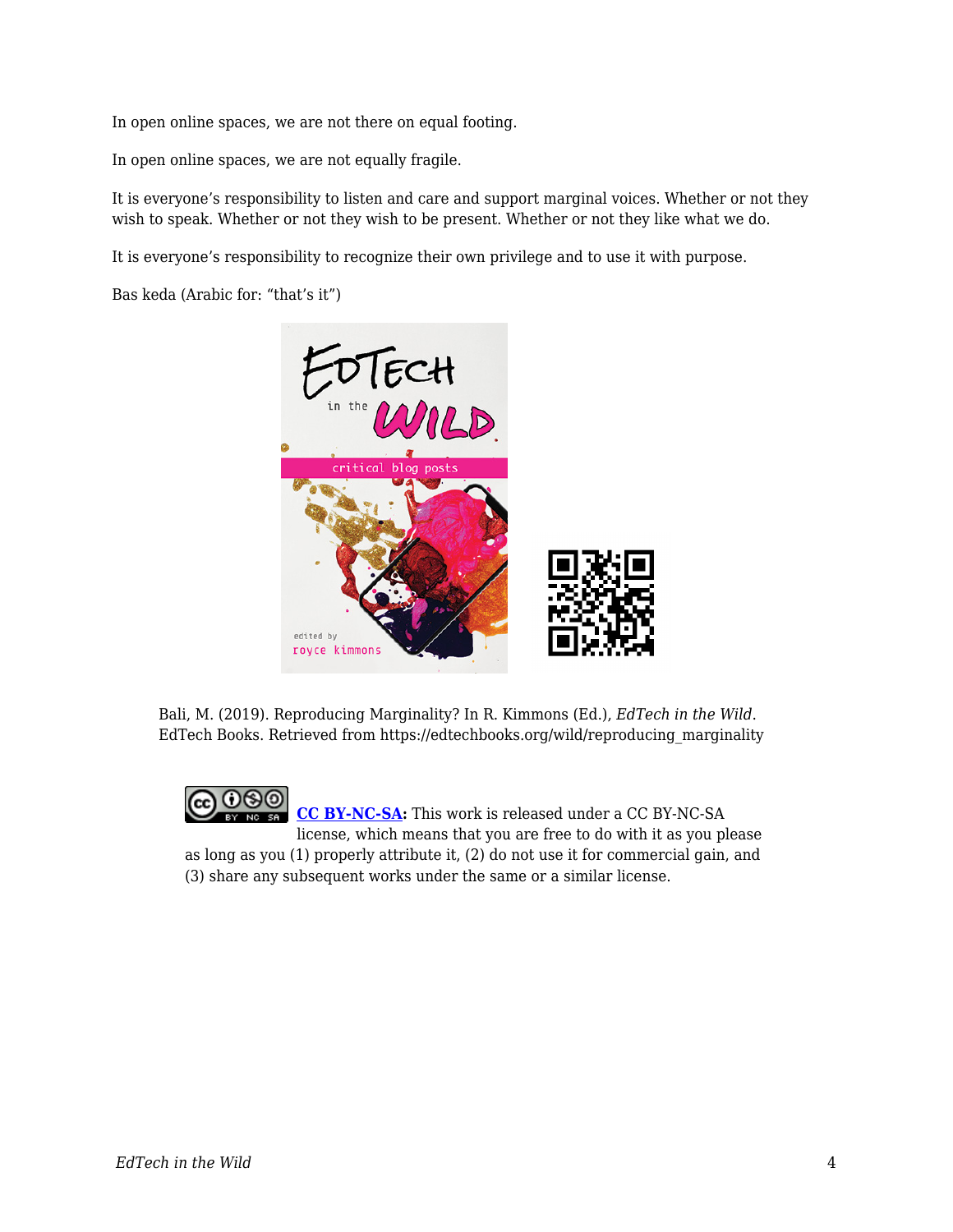In open online spaces, we are not there on equal footing.

In open online spaces, we are not equally fragile.

It is everyone's responsibility to listen and care and support marginal voices. Whether or not they wish to speak. Whether or not they wish to be present. Whether or not they like what we do.

It is everyone's responsibility to recognize their own privilege and to use it with purpose.

Bas keda (Arabic for: "that's it")

Bali, M. (2019). Reproducing Marginality? In R. Kimmons (Ed.), *EdTech in the Wild*. EdTech Books. Retrieved from https://edtechbooks.org/wild/reproducing_marginality

**CC BY-NC-SA:** This work is released under a CC BY-NC-SA license, which means that you are free to do with it as you please as long as you (1) properly attribute it, (2) do not use it for commercial gain, and (3) share any subsequent works under the same or a similar license.